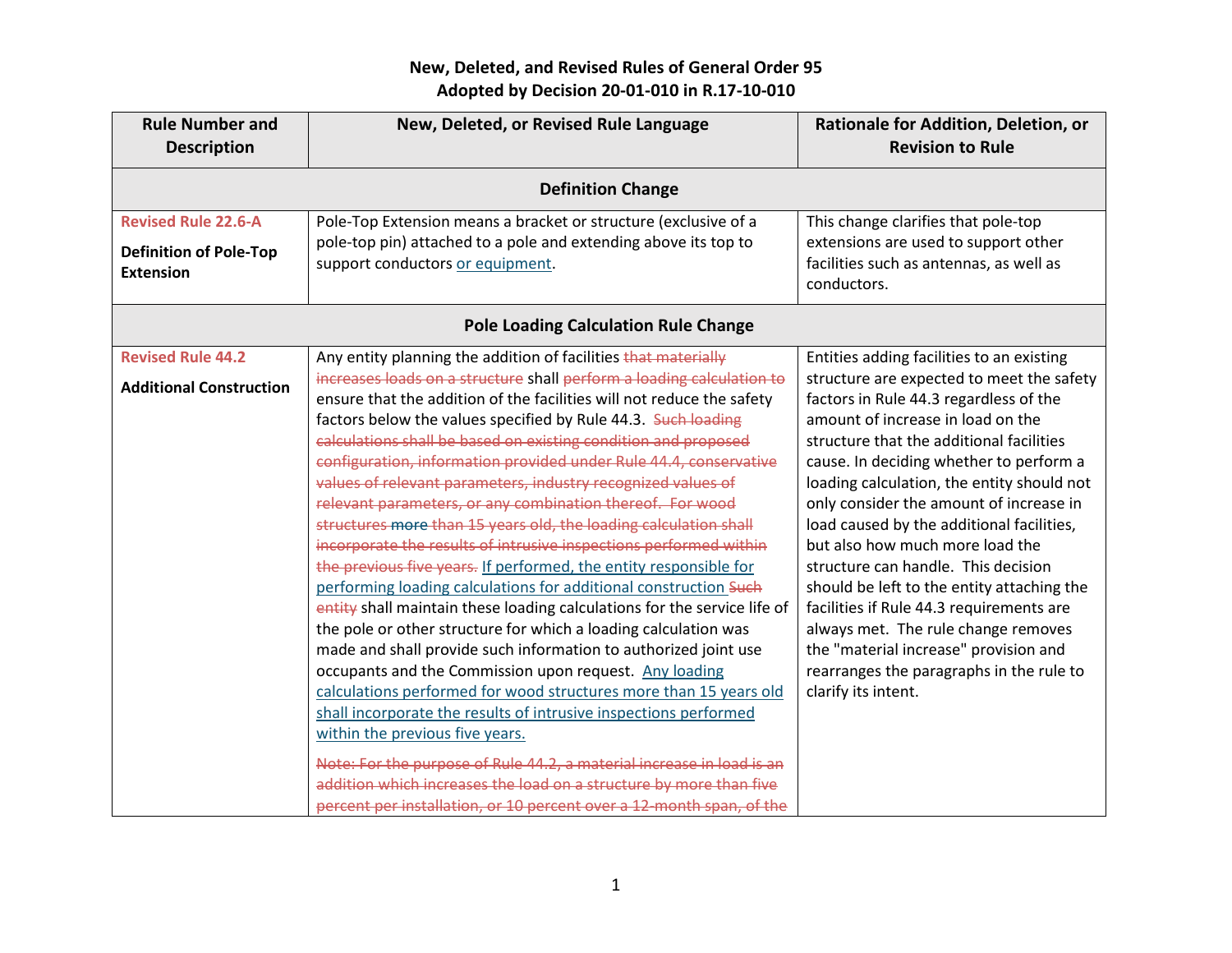# New, Deleted, and Revised Rules of General Order 95
## Adopted by Decision 20-01-010 in R.17-10-010

| Rule Number and Description | New, Deleted, or Revised Rule Language | Rationale for Addition, Deletion, or Revision to Rule |
|---|---|---|
| | **Definition Change** | |
| **Revised Rule 22.6-A**<br><br>**Definition of Pole-Top Extension** | Pole-Top Extension means a bracket or structure (exclusive of a pole-top pin) attached to a pole and extending above its top to support conductors <u>or equipment</u>. | This change clarifies that pole-top extensions are used to support other facilities such as antennas, as well as conductors. |
| | **Pole Loading Calculation Rule Change** | |
| **Revised Rule 44.2**<br><br>**Additional Construction** | Any entity planning the addition of facilities ~~that materially increases loads on a structure~~ shall ~~perform a loading calculation to~~ ensure that the addition of the facilities will not reduce the safety factors below the values specified by Rule 44.3. ~~Such loading calculations shall be based on existing condition and proposed configuration, information provided under Rule 44.4, conservative values of relevant parameters, industry recognized values of relevant parameters, or any combination thereof. For wood structures~~ more ~~than 15 years old, the loading calculation shall incorporate the results of intrusive inspections performed within the previous five years.~~ <u>If performed, the entity responsible for performing loading calculations for additional construction</u> ~~Such entity~~ shall maintain these loading calculations for the service life of the pole or other structure for which a loading calculation was made and shall provide such information to authorized joint use occupants and the Commission upon request. <u>Any loading calculations performed for wood structures more than 15 years old shall incorporate the results of intrusive inspections performed within the previous five years.</u><br><br>~~Note: For the purpose of Rule 44.2, a material increase in load is an addition which increases the load on a structure by more than five percent per installation, or 10 percent over a 12-month span, of the~~ | Entities adding facilities to an existing structure are expected to meet the safety factors in Rule 44.3 regardless of the amount of increase in load on the structure that the additional facilities cause. In deciding whether to perform a loading calculation, the entity should not only consider the amount of increase in load caused by the additional facilities, but also how much more load the structure can handle. This decision should be left to the entity attaching the facilities if Rule 44.3 requirements are always met. The rule change removes the "material increase" provision and rearranges the paragraphs in the rule to clarify its intent. |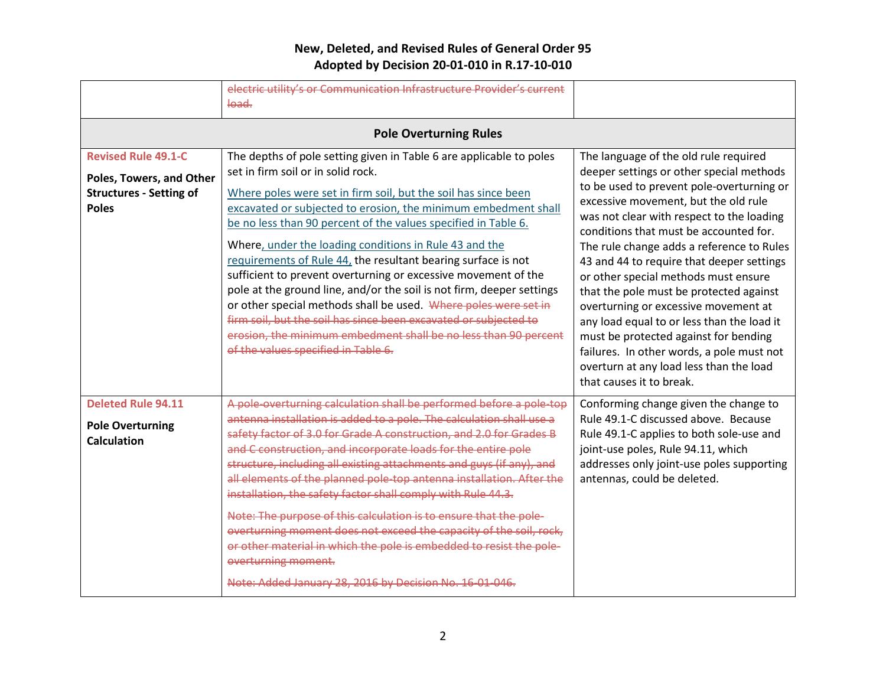# New, Deleted, and Revised Rules of General Order 95
## Adopted by Decision 20-01-010 in R.17-10-010

| | | |
|---|---|---|
| | ~~electric utility's or Communication Infrastructure Provider's current load.~~ | |
| **Pole Overturning Rules** | | |
| **Revised Rule 49.1-C**<br><br>**Poles, Towers, and Other Structures - Setting of Poles** | The depths of pole setting given in Table 6 are applicable to poles set in firm soil or in solid rock.<br><br><u>Where poles were set in firm soil, but the soil has since been excavated or subjected to erosion, the minimum embedment shall be no less than 90 percent of the values specified in Table 6.</u><br><br>Where<u>, under the loading conditions in Rule 43 and the requirements of Rule 44,</u> the resultant bearing surface is not sufficient to prevent overturning or excessive movement of the pole at the ground line, and/or the soil is not firm, deeper settings or other special methods shall be used. ~~Where poles were set in firm soil, but the soil has since been excavated or subjected to erosion, the minimum embedment shall be no less than 90 percent of the values specified in Table 6.~~ | The language of the old rule required deeper settings or other special methods to be used to prevent pole-overturning or excessive movement, but the old rule was not clear with respect to the loading conditions that must be accounted for. The rule change adds a reference to Rules 43 and 44 to require that deeper settings or other special methods must ensure that the pole must be protected against overturning or excessive movement at any load equal to or less than the load it must be protected against for bending failures. In other words, a pole must not overturn at any load less than the load that causes it to break. |
| **Deleted Rule 94.11**<br><br>**Pole Overturning Calculation** | ~~A pole-overturning calculation shall be performed before a pole-top antenna installation is added to a pole. The calculation shall use a safety factor of 3.0 for Grade A construction, and 2.0 for Grades B and C construction, and incorporate loads for the entire pole structure, including all existing attachments and guys (if any), and all elements of the planned pole-top antenna installation. After the installation, the safety factor shall comply with Rule 44.3.~~<br><br>~~Note: The purpose of this calculation is to ensure that the pole-overturning moment does not exceed the capacity of the soil, rock, or other material in which the pole is embedded to resist the pole-overturning moment.~~<br><br>~~Note: Added January 28, 2016 by Decision No. 16-01-046.~~ | Conforming change given the change to Rule 49.1-C discussed above. Because Rule 49.1-C applies to both sole-use and joint-use poles, Rule 94.11, which addresses only joint-use poles supporting antennas, could be deleted. |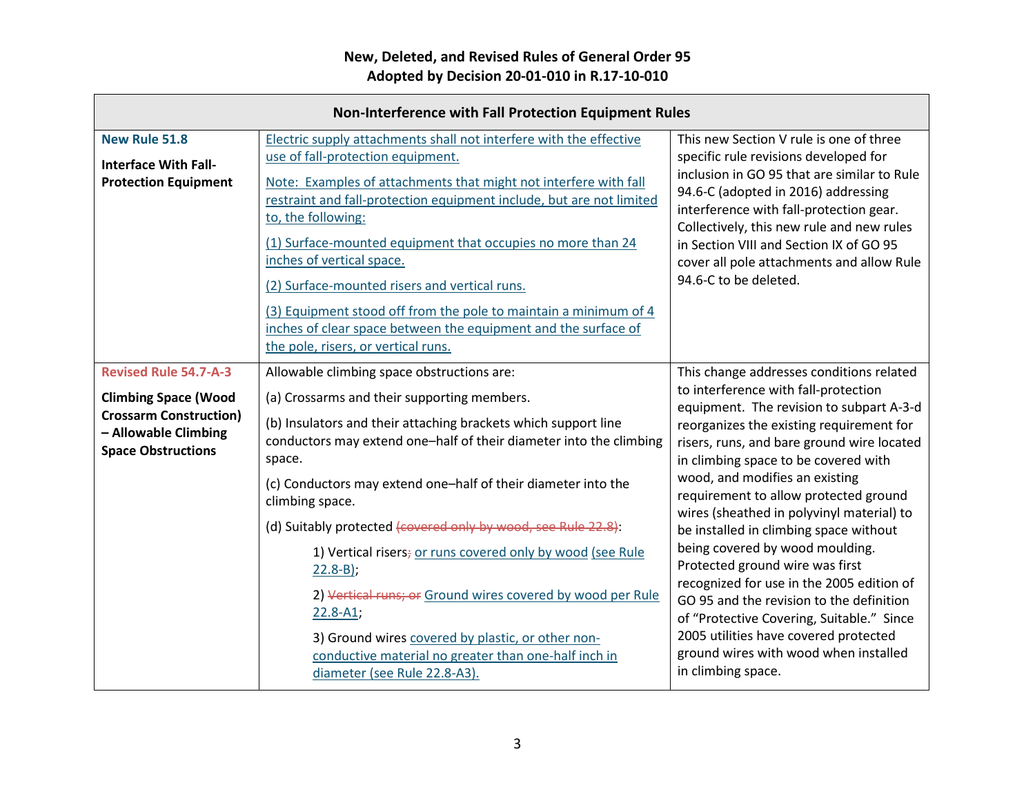**New, Deleted, and Revised Rules of General Order 95**
**Adopted by Decision 20-01-010 in R.17-10-010**

| Non-Interference with Fall Protection Equipment Rules | | |
|---|---|---|
| **New Rule 51.8**<br><br>**Interface With Fall-Protection Equipment** | <u>Electric supply attachments shall not interfere with the effective use of fall-protection equipment.</u><br><br><u>Note: Examples of attachments that might not interfere with fall restraint and fall-protection equipment include, but are not limited to, the following:</u><br><br><u>(1) Surface-mounted equipment that occupies no more than 24 inches of vertical space.</u><br><br><u>(2) Surface-mounted risers and vertical runs.</u><br><br><u>(3) Equipment stood off from the pole to maintain a minimum of 4 inches of clear space between the equipment and the surface of the pole, risers, or vertical runs.</u> | This new Section V rule is one of three specific rule revisions developed for inclusion in GO 95 that are similar to Rule 94.6-C (adopted in 2016) addressing interference with fall-protection gear. Collectively, this new rule and new rules in Section VIII and Section IX of GO 95 cover all pole attachments and allow Rule 94.6-C to be deleted. |
| **Revised Rule 54.7-A-3**<br><br>**Climbing Space (Wood Crossarm Construction) – Allowable Climbing Space Obstructions** | Allowable climbing space obstructions are:<br><br>(a) Crossarms and their supporting members.<br><br>(b) Insulators and their attaching brackets which support line conductors may extend one–half of their diameter into the climbing space.<br><br>(c) Conductors may extend one–half of their diameter into the climbing space.<br><br>(d) Suitably protected ~~(covered only by wood, see Rule 22.8)~~:<br><br>1) Vertical risers~~;~~ <u>or runs covered only by wood</u> <u>(see Rule 22.8-B)</u>;<br><br>2) ~~Vertical runs; or~~ <u>Ground wires covered by wood per Rule 22.8-A1</u>;<br><br>3) Ground wires <u>covered by plastic, or other non-conductive material no greater than one-half inch in diameter (see Rule 22.8-A3).</u> | This change addresses conditions related to interference with fall-protection equipment. The revision to subpart A-3-d reorganizes the existing requirement for risers, runs, and bare ground wire located in climbing space to be covered with wood, and modifies an existing requirement to allow protected ground wires (sheathed in polyvinyl material) to be installed in climbing space without being covered by wood moulding. Protected ground wire was first recognized for use in the 2005 edition of GO 95 and the revision to the definition of "Protective Covering, Suitable." Since 2005 utilities have covered protected ground wires with wood when installed in climbing space. |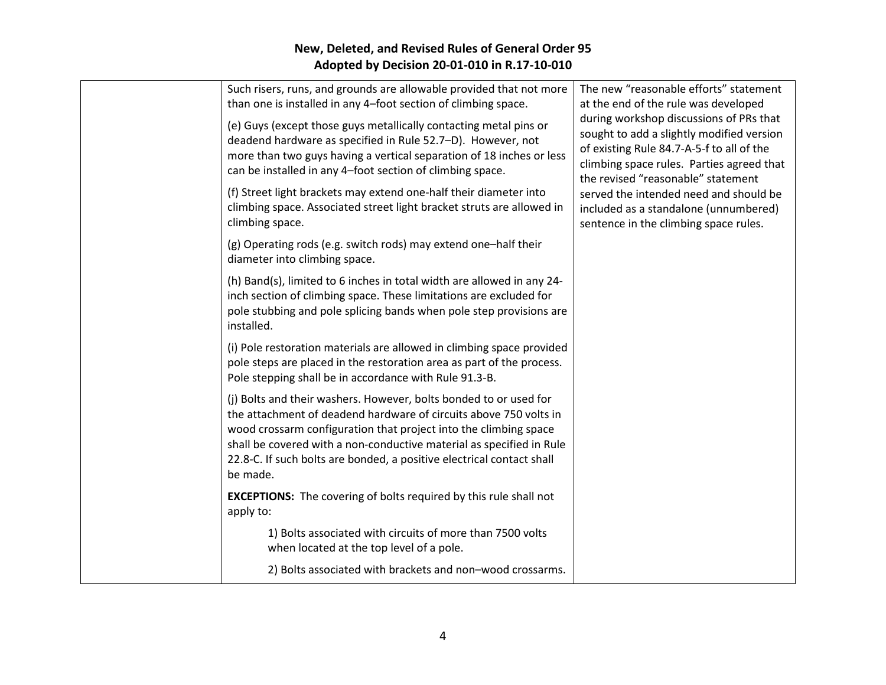| | | |
|---|---|---|
| | Such risers, runs, and grounds are allowable provided that not more than one is installed in any 4–foot section of climbing space.<br><br>(e) Guys (except those guys metallically contacting metal pins or deadend hardware as specified in Rule 52.7–D). However, not more than two guys having a vertical separation of 18 inches or less can be installed in any 4–foot section of climbing space.<br><br>(f) Street light brackets may extend one-half their diameter into climbing space. Associated street light bracket struts are allowed in climbing space.<br><br>(g) Operating rods (e.g. switch rods) may extend one–half their diameter into climbing space.<br><br>(h) Band(s), limited to 6 inches in total width are allowed in any 24-inch section of climbing space. These limitations are excluded for pole stubbing and pole splicing bands when pole step provisions are installed.<br><br>(i) Pole restoration materials are allowed in climbing space provided pole steps are placed in the restoration area as part of the process. Pole stepping shall be in accordance with Rule 91.3-B.<br><br>(j) Bolts and their washers. However, bolts bonded to or used for the attachment of deadend hardware of circuits above 750 volts in wood crossarm configuration that project into the climbing space shall be covered with a non-conductive material as specified in Rule 22.8-C. If such bolts are bonded, a positive electrical contact shall be made.<br><br>**EXCEPTIONS:** The covering of bolts required by this rule shall not apply to:<br><br>1) Bolts associated with circuits of more than 7500 volts when located at the top level of a pole.<br><br>2) Bolts associated with brackets and non–wood crossarms. | The new "reasonable efforts" statement at the end of the rule was developed during workshop discussions of PRs that sought to add a slightly modified version of existing Rule 84.7-A-5-f to all of the climbing space rules. Parties agreed that the revised "reasonable" statement served the intended need and should be included as a standalone (unnumbered) sentence in the climbing space rules. |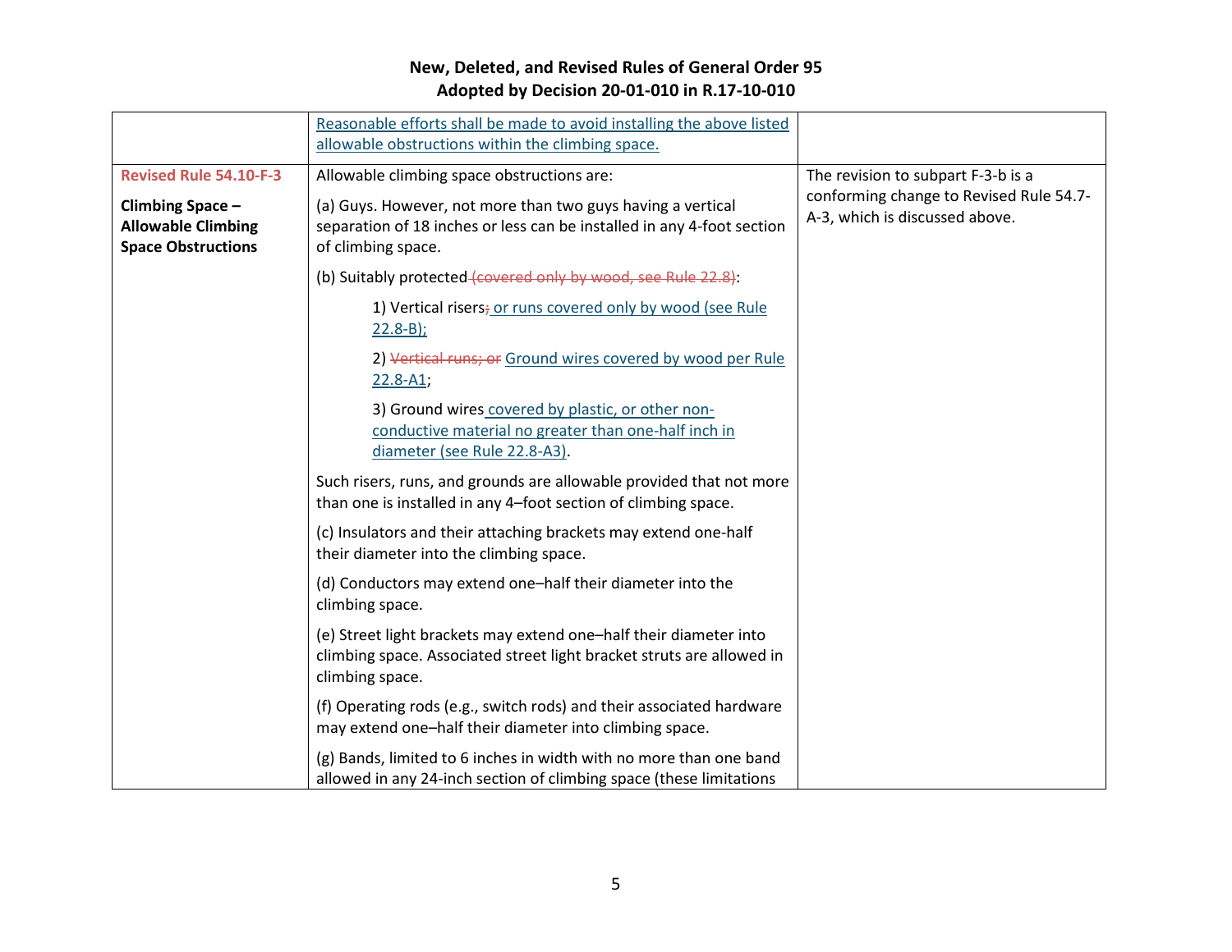| | | |
|---|---|---|
| | <u>Reasonable efforts shall be made to avoid installing the above listed allowable obstructions within the climbing space.</u> | |
| **Revised Rule 54.10-F-3**<br><br>**Climbing Space – Allowable Climbing Space Obstructions** | Allowable climbing space obstructions are:<br><br>(a) Guys. However, not more than two guys having a vertical separation of 18 inches or less can be installed in any 4-foot section of climbing space.<br><br>(b) Suitably protected ~~(covered only by wood, see Rule 22.8)~~:<br><br>1) Vertical risers~~;~~ <u>or runs covered only by wood (see Rule 22.8-B);</u><br><br>2) ~~Vertical runs; or~~ <u>Ground wires covered by wood per Rule 22.8-A1</u>;<br><br>3) Ground wires <u>covered by plastic, or other non-conductive material no greater than one-half inch in diameter (see Rule 22.8-A3)</u>.<br><br>Such risers, runs, and grounds are allowable provided that not more than one is installed in any 4–foot section of climbing space.<br><br>(c) Insulators and their attaching brackets may extend one-half their diameter into the climbing space.<br><br>(d) Conductors may extend one–half their diameter into the climbing space.<br><br>(e) Street light brackets may extend one–half their diameter into climbing space. Associated street light bracket struts are allowed in climbing space.<br><br>(f) Operating rods (e.g., switch rods) and their associated hardware may extend one–half their diameter into climbing space.<br><br>(g) Bands, limited to 6 inches in width with no more than one band allowed in any 24-inch section of climbing space (these limitations | The revision to subpart F-3-b is a conforming change to Revised Rule 54.7-A-3, which is discussed above. |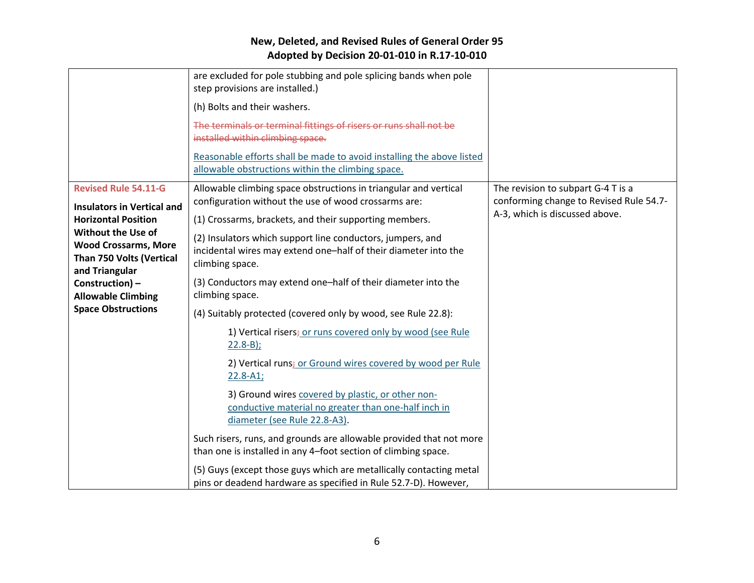| | | |
|---|---|---|
| | are excluded for pole stubbing and pole splicing bands when pole step provisions are installed.)<br><br>(h) Bolts and their washers.<br><br>~~The terminals or terminal fittings of risers or runs shall not be installed within climbing space.~~<br><br><u>Reasonable efforts shall be made to avoid installing the above listed allowable obstructions within the climbing space.</u> | |
| **Revised Rule 54.11-G**<br><br>**Insulators in Vertical and Horizontal Position Without the Use of Wood Crossarms, More Than 750 Volts (Vertical and Triangular Construction) – Allowable Climbing Space Obstructions** | Allowable climbing space obstructions in triangular and vertical configuration without the use of wood crossarms are:<br><br>(1) Crossarms, brackets, and their supporting members.<br><br>(2) Insulators which support line conductors, jumpers, and incidental wires may extend one–half of their diameter into the climbing space.<br><br>(3) Conductors may extend one–half of their diameter into the climbing space.<br><br>(4) Suitably protected (covered only by wood, see Rule 22.8):<br><br>1) Vertical risers~~;~~<u> or runs covered only by wood (see Rule 22.8-B);</u><br><br>2) Vertical runs~~;~~<u> or Ground wires covered by wood per Rule 22.8-A1;</u><br><br>3) Ground wires <u>covered by plastic, or other non-conductive material no greater than one-half inch in diameter (see Rule 22.8-A3)</u>.<br><br>Such risers, runs, and grounds are allowable provided that not more than one is installed in any 4–foot section of climbing space.<br><br>(5) Guys (except those guys which are metallically contacting metal pins or deadend hardware as specified in Rule 52.7-D). However, | The revision to subpart G-4 T is a conforming change to Revised Rule 54.7-A-3, which is discussed above. |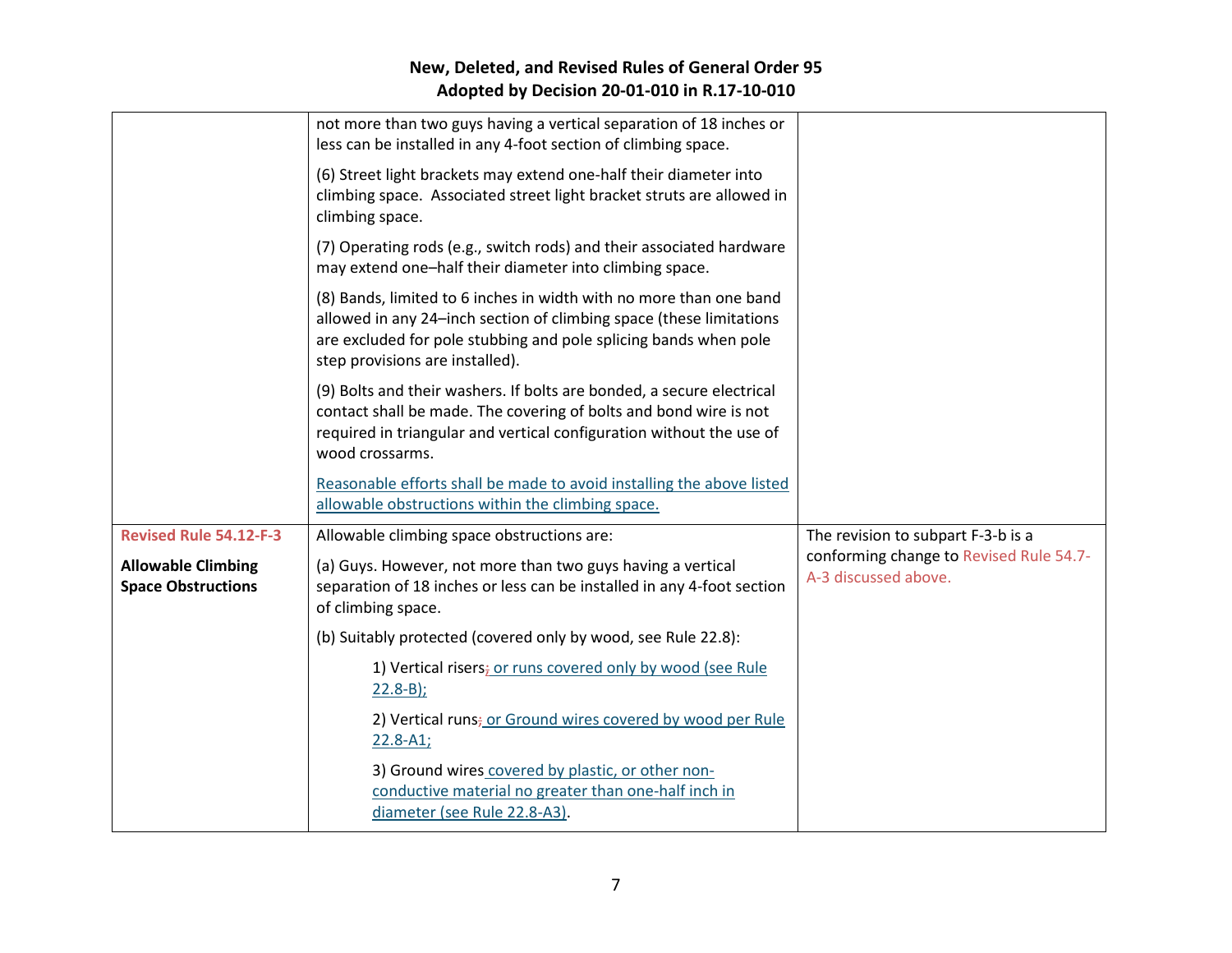| | | |
|---|---|---|
| | not more than two guys having a vertical separation of 18 inches or less can be installed in any 4-foot section of climbing space.<br><br>(6) Street light brackets may extend one-half their diameter into climbing space. Associated street light bracket struts are allowed in climbing space.<br><br>(7) Operating rods (e.g., switch rods) and their associated hardware may extend one–half their diameter into climbing space.<br><br>(8) Bands, limited to 6 inches in width with no more than one band allowed in any 24–inch section of climbing space (these limitations are excluded for pole stubbing and pole splicing bands when pole step provisions are installed).<br><br>(9) Bolts and their washers. If bolts are bonded, a secure electrical contact shall be made. The covering of bolts and bond wire is not required in triangular and vertical configuration without the use of wood crossarms.<br><br><u>Reasonable efforts shall be made to avoid installing the above listed allowable obstructions within the climbing space.</u> | |
| **Revised Rule 54.12-F-3**<br><br>**Allowable Climbing Space Obstructions** | Allowable climbing space obstructions are:<br><br>(a) Guys. However, not more than two guys having a vertical separation of 18 inches or less can be installed in any 4-foot section of climbing space.<br><br>(b) Suitably protected (covered only by wood, see Rule 22.8):<br><br>1) Vertical risers~~;~~<u> or runs covered only by wood (see Rule 22.8-B);</u><br><br>2) Vertical runs~~;~~<u> or Ground wires covered by wood per Rule 22.8-A1;</u><br><br>3) Ground wires<u> covered by plastic, or other non-conductive material no greater than one-half inch in diameter (see Rule 22.8-A3)</u>. | The revision to subpart F-3-b is a conforming change to Revised Rule 54.7-A-3 discussed above. |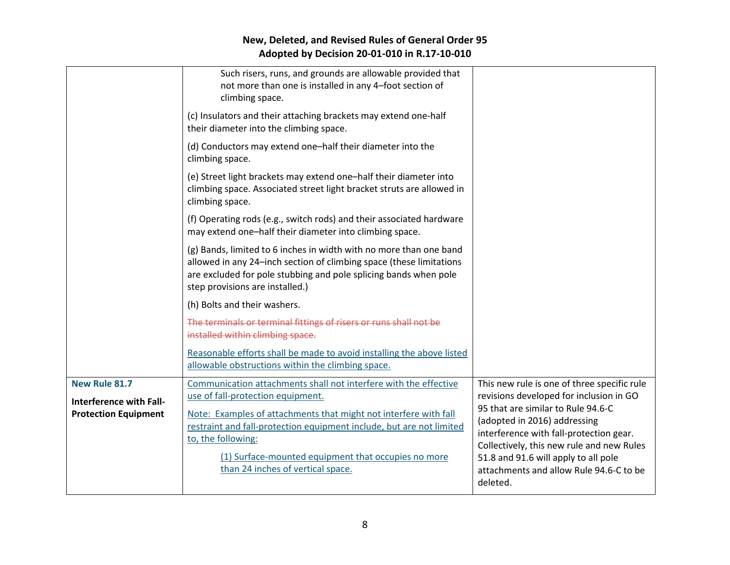| | | |
|---|---|---|
| | Such risers, runs, and grounds are allowable provided that not more than one is installed in any 4–foot section of climbing space.<br><br>(c) Insulators and their attaching brackets may extend one-half their diameter into the climbing space.<br><br>(d) Conductors may extend one–half their diameter into the climbing space.<br><br>(e) Street light brackets may extend one–half their diameter into climbing space. Associated street light bracket struts are allowed in climbing space.<br><br>(f) Operating rods (e.g., switch rods) and their associated hardware may extend one–half their diameter into climbing space.<br><br>(g) Bands, limited to 6 inches in width with no more than one band allowed in any 24–inch section of climbing space (these limitations are excluded for pole stubbing and pole splicing bands when pole step provisions are installed.)<br><br>(h) Bolts and their washers.<br><br>~~The terminals or terminal fittings of risers or runs shall not be installed within climbing space.~~<br><br><u>Reasonable efforts shall be made to avoid installing the above listed allowable obstructions within the climbing space.</u> | |
| **New Rule 81.7**<br><br>**Interference with Fall-Protection Equipment** | <u>Communication attachments shall not interfere with the effective use of fall-protection equipment.</u><br><br><u>Note: Examples of attachments that might not interfere with fall restraint and fall-protection equipment include, but are not limited to, the following:</u><br><br><u>(1) Surface-mounted equipment that occupies no more than 24 inches of vertical space.</u> | This new rule is one of three specific rule revisions developed for inclusion in GO 95 that are similar to Rule 94.6-C (adopted in 2016) addressing interference with fall-protection gear. Collectively, this new rule and new Rules 51.8 and 91.6 will apply to all pole attachments and allow Rule 94.6-C to be deleted. |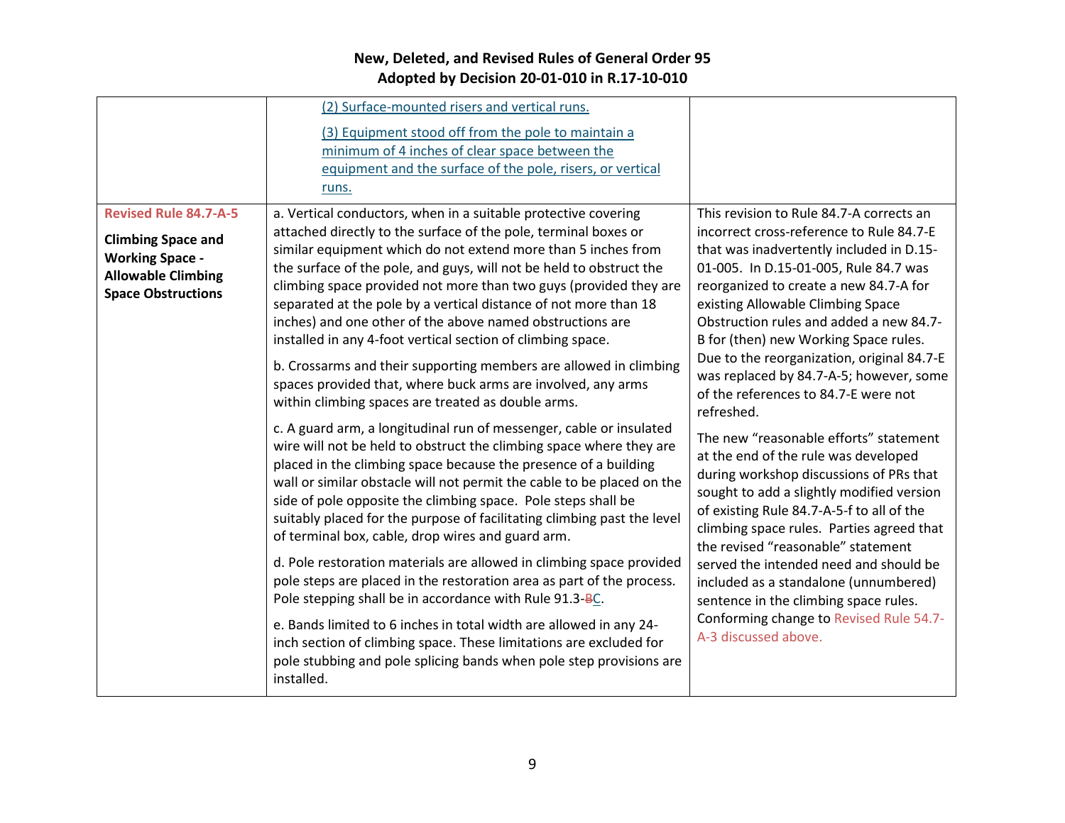**New, Deleted, and Revised Rules of General Order 95**
**Adopted by Decision 20-01-010 in R.17-10-010**

| | | |
|---|---|---|
| | <u>(2) Surface-mounted risers and vertical runs.</u><br><br><u>(3) Equipment stood off from the pole to maintain a minimum of 4 inches of clear space between the equipment and the surface of the pole, risers, or vertical runs.</u> | |
| Revised Rule 84.7-A-5<br><br>**Climbing Space and Working Space - Allowable Climbing Space Obstructions** | a. Vertical conductors, when in a suitable protective covering attached directly to the surface of the pole, terminal boxes or similar equipment which do not extend more than 5 inches from the surface of the pole, and guys, will not be held to obstruct the climbing space provided not more than two guys (provided they are separated at the pole by a vertical distance of not more than 18 inches) and one other of the above named obstructions are installed in any 4-foot vertical section of climbing space.<br><br>b. Crossarms and their supporting members are allowed in climbing spaces provided that, where buck arms are involved, any arms within climbing spaces are treated as double arms.<br><br>c. A guard arm, a longitudinal run of messenger, cable or insulated wire will not be held to obstruct the climbing space where they are placed in the climbing space because the presence of a building wall or similar obstacle will not permit the cable to be placed on the side of pole opposite the climbing space. Pole steps shall be suitably placed for the purpose of facilitating climbing past the level of terminal box, cable, drop wires and guard arm.<br><br>d. Pole restoration materials are allowed in climbing space provided pole steps are placed in the restoration area as part of the process. Pole stepping shall be in accordance with Rule 91.3-~~B~~<u>C</u>.<br><br>e. Bands limited to 6 inches in total width are allowed in any 24-inch section of climbing space. These limitations are excluded for pole stubbing and pole splicing bands when pole step provisions are installed. | This revision to Rule 84.7-A corrects an incorrect cross-reference to Rule 84.7-E that was inadvertently included in D.15-01-005. In D.15-01-005, Rule 84.7 was reorganized to create a new 84.7-A for existing Allowable Climbing Space Obstruction rules and added a new 84.7-B for (then) new Working Space rules. Due to the reorganization, original 84.7-E was replaced by 84.7-A-5; however, some of the references to 84.7-E were not refreshed.<br><br>The new "reasonable efforts" statement at the end of the rule was developed during workshop discussions of PRs that sought to add a slightly modified version of existing Rule 84.7-A-5-f to all of the climbing space rules. Parties agreed that the revised "reasonable" statement served the intended need and should be included as a standalone (unnumbered) sentence in the climbing space rules. Conforming change to Revised Rule 54.7-A-3 discussed above. |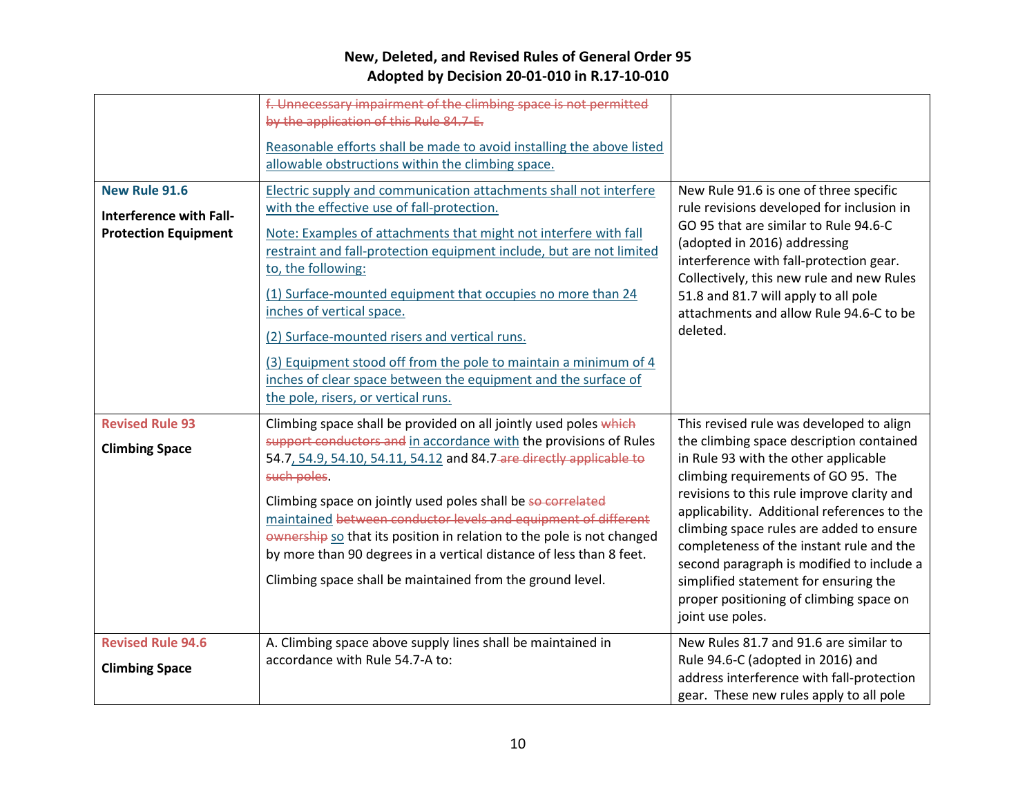| | | |
|---|---|---|
| | ~~f. Unnecessary impairment of the climbing space is not permitted by the application of this Rule 84.7-E.~~<br><br><u>Reasonable efforts shall be made to avoid installing the above listed allowable obstructions within the climbing space.</u> | |
| **New Rule 91.6**<br><br>**Interference with Fall-Protection Equipment** | <u>Electric supply and communication attachments shall not interfere with the effective use of fall-protection.</u><br><br><u>Note: Examples of attachments that might not interfere with fall restraint and fall-protection equipment include, but are not limited to, the following:</u><br><br><u>(1) Surface-mounted equipment that occupies no more than 24 inches of vertical space.</u><br><br><u>(2) Surface-mounted risers and vertical runs.</u><br><br><u>(3) Equipment stood off from the pole to maintain a minimum of 4 inches of clear space between the equipment and the surface of the pole, risers, or vertical runs.</u> | New Rule 91.6 is one of three specific rule revisions developed for inclusion in GO 95 that are similar to Rule 94.6-C (adopted in 2016) addressing interference with fall-protection gear. Collectively, this new rule and new Rules 51.8 and 81.7 will apply to all pole attachments and allow Rule 94.6-C to be deleted. |
| **Revised Rule 93**<br><br>**Climbing Space** | Climbing space shall be provided on all jointly used poles ~~which support conductors and~~ <u>in accordance with</u> the provisions of Rules 54.7<u>, 54.9, 54.10, 54.11, 54.12</u> and 84.7 ~~are directly applicable to such poles~~.<br><br>Climbing space on jointly used poles shall be ~~so correlated~~ <u>maintained</u> ~~between conductor levels and equipment of different ownership~~ <u>so</u> that its position in relation to the pole is not changed by more than 90 degrees in a vertical distance of less than 8 feet.<br><br>Climbing space shall be maintained from the ground level. | This revised rule was developed to align the climbing space description contained in Rule 93 with the other applicable climbing requirements of GO 95. The revisions to this rule improve clarity and applicability. Additional references to the climbing space rules are added to ensure completeness of the instant rule and the second paragraph is modified to include a simplified statement for ensuring the proper positioning of climbing space on joint use poles. |
| **Revised Rule 94.6**<br><br>**Climbing Space** | A. Climbing space above supply lines shall be maintained in accordance with Rule 54.7-A to: | New Rules 81.7 and 91.6 are similar to Rule 94.6-C (adopted in 2016) and address interference with fall-protection gear. These new rules apply to all pole |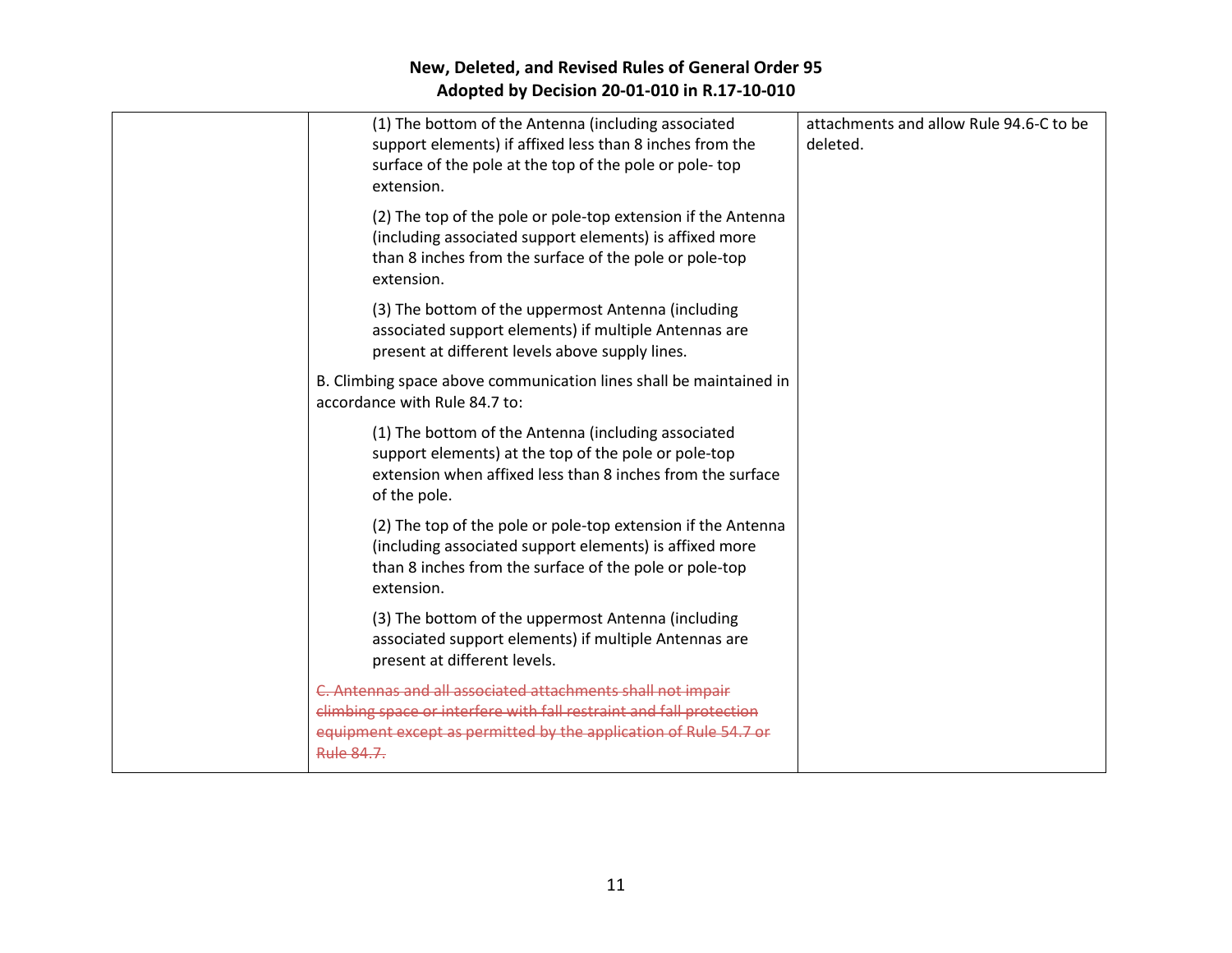| | | |
|---|---|---|
| | (1) The bottom of the Antenna (including associated support elements) if affixed less than 8 inches from the surface of the pole at the top of the pole or pole- top extension.<br><br>(2) The top of the pole or pole-top extension if the Antenna (including associated support elements) is affixed more than 8 inches from the surface of the pole or pole-top extension.<br><br>(3) The bottom of the uppermost Antenna (including associated support elements) if multiple Antennas are present at different levels above supply lines.<br><br>B. Climbing space above communication lines shall be maintained in accordance with Rule 84.7 to:<br><br>(1) The bottom of the Antenna (including associated support elements) at the top of the pole or pole-top extension when affixed less than 8 inches from the surface of the pole.<br><br>(2) The top of the pole or pole-top extension if the Antenna (including associated support elements) is affixed more than 8 inches from the surface of the pole or pole-top extension.<br><br>(3) The bottom of the uppermost Antenna (including associated support elements) if multiple Antennas are present at different levels.<br><br>~~C. Antennas and all associated attachments shall not impair climbing space or interfere with fall restraint and fall protection equipment except as permitted by the application of Rule 54.7 or Rule 84.7.~~ | attachments and allow Rule 94.6-C to be deleted. |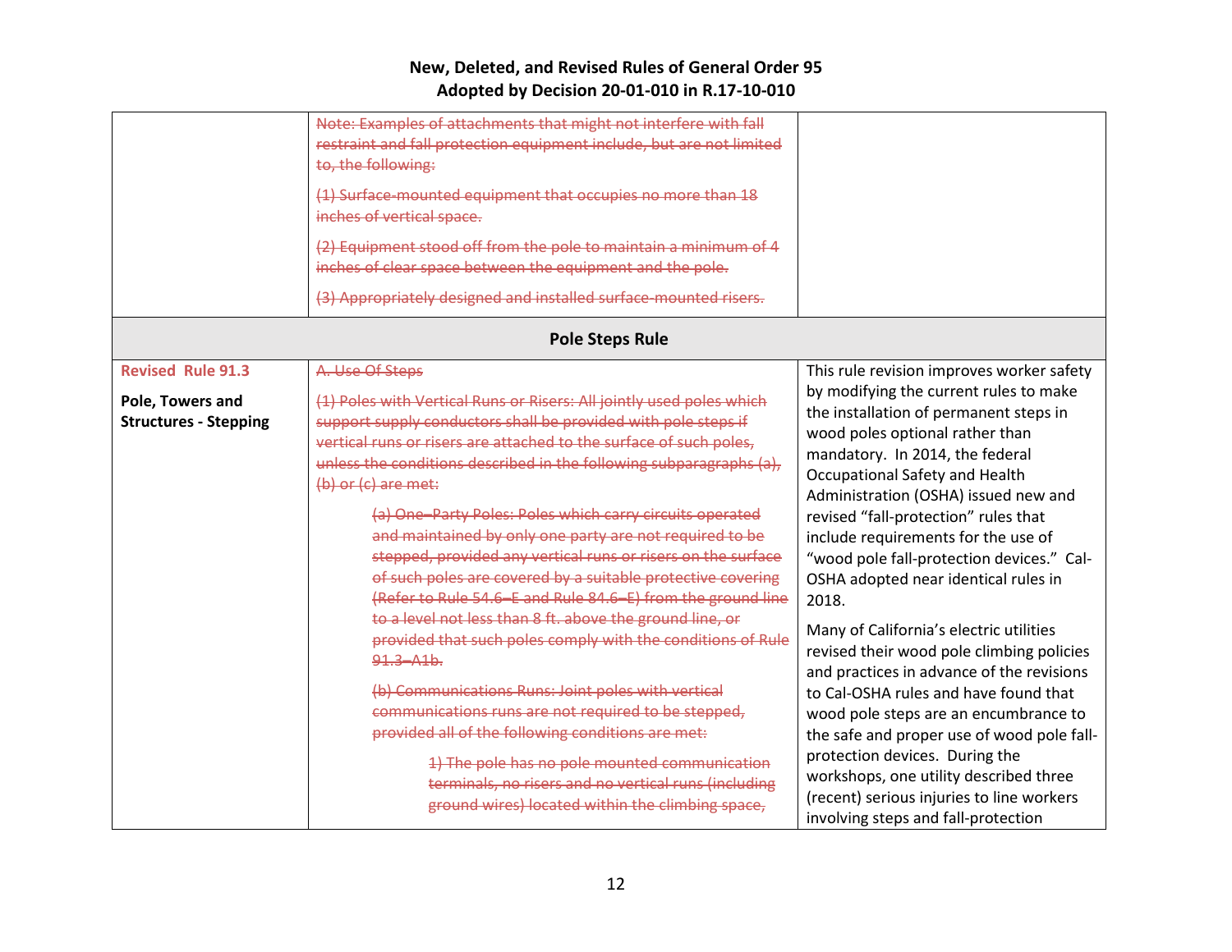**New, Deleted, and Revised Rules of General Order 95**
**Adopted by Decision 20-01-010 in R.17-10-010**

| | | |
|---|---|---|
| | ~~Note: Examples of attachments that might not interfere with fall restraint and fall protection equipment include, but are not limited to, the following:~~<br><br>~~(1) Surface-mounted equipment that occupies no more than 18 inches of vertical space.~~<br><br>~~(2) Equipment stood off from the pole to maintain a minimum of 4 inches of clear space between the equipment and the pole.~~<br><br>~~(3) Appropriately designed and installed surface-mounted risers.~~ | |
| **Pole Steps Rule** | | |
| **Revised Rule 91.3**<br><br>**Pole, Towers and Structures - Stepping** | ~~A. Use Of Steps~~<br><br>~~(1) Poles with Vertical Runs or Risers: All jointly used poles which support supply conductors shall be provided with pole steps if vertical runs or risers are attached to the surface of such poles, unless the conditions described in the following subparagraphs (a), (b) or (c) are met:~~<br><br>~~(a) One–Party Poles: Poles which carry circuits operated and maintained by only one party are not required to be stepped, provided any vertical runs or risers on the surface of such poles are covered by a suitable protective covering (Refer to Rule 54.6–E and Rule 84.6–E) from the ground line to a level not less than 8 ft. above the ground line, or provided that such poles comply with the conditions of Rule 91.3–A1b.~~<br><br>~~(b) Communications Runs: Joint poles with vertical communications runs are not required to be stepped, provided all of the following conditions are met:~~<br><br>~~1) The pole has no pole mounted communication terminals, no risers and no vertical runs (including ground wires) located within the climbing space,~~ | This rule revision improves worker safety by modifying the current rules to make the installation of permanent steps in wood poles optional rather than mandatory. In 2014, the federal Occupational Safety and Health Administration (OSHA) issued new and revised "fall-protection" rules that include requirements for the use of "wood pole fall-protection devices." Cal-OSHA adopted near identical rules in 2018.<br><br>Many of California's electric utilities revised their wood pole climbing policies and practices in advance of the revisions to Cal-OSHA rules and have found that wood pole steps are an encumbrance to the safe and proper use of wood pole fall-protection devices. During the workshops, one utility described three (recent) serious injuries to line workers involving steps and fall-protection |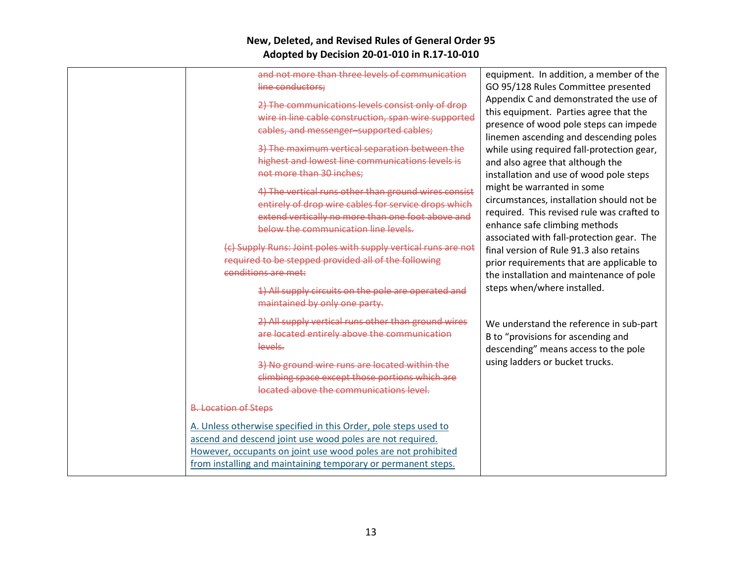# New, Deleted, and Revised Rules of General Order 95
## Adopted by Decision 20-01-010 in R.17-10-010

| | | |
|---|---|---|
| | ~~and not more than three levels of communication line conductors;~~<br><br>~~2) The communications levels consist only of drop wire in line cable construction, span wire supported cables, and messenger–supported cables;~~<br><br>~~3) The maximum vertical separation between the highest and lowest line communications levels is not more than 30 inches;~~<br><br>~~4) The vertical runs other than ground wires consist entirely of drop wire cables for service drops which extend vertically no more than one foot above and below the communication line levels.~~<br><br>~~(c) Supply Runs: Joint poles with supply vertical runs are not required to be stepped provided all of the following conditions are met:~~<br><br>~~1) All supply circuits on the pole are operated and maintained by only one party.~~<br><br>~~2) All supply vertical runs other than ground wires are located entirely above the communication levels.~~<br><br>~~3) No ground wire runs are located within the climbing space except those portions which are located above the communications level.~~<br><br>~~B. Location of Steps~~<br><br><u>A. Unless otherwise specified in this Order, pole steps used to ascend and descend joint use wood poles are not required. However, occupants on joint use wood poles are not prohibited from installing and maintaining temporary or permanent steps.</u> | equipment. In addition, a member of the GO 95/128 Rules Committee presented Appendix C and demonstrated the use of this equipment. Parties agree that the presence of wood pole steps can impede linemen ascending and descending poles while using required fall-protection gear, and also agree that although the installation and use of wood pole steps might be warranted in some circumstances, installation should not be required. This revised rule was crafted to enhance safe climbing methods associated with fall-protection gear. The final version of Rule 91.3 also retains prior requirements that are applicable to the installation and maintenance of pole steps when/where installed.<br><br>We understand the reference in sub-part B to "provisions for ascending and descending" means access to the pole using ladders or bucket trucks. |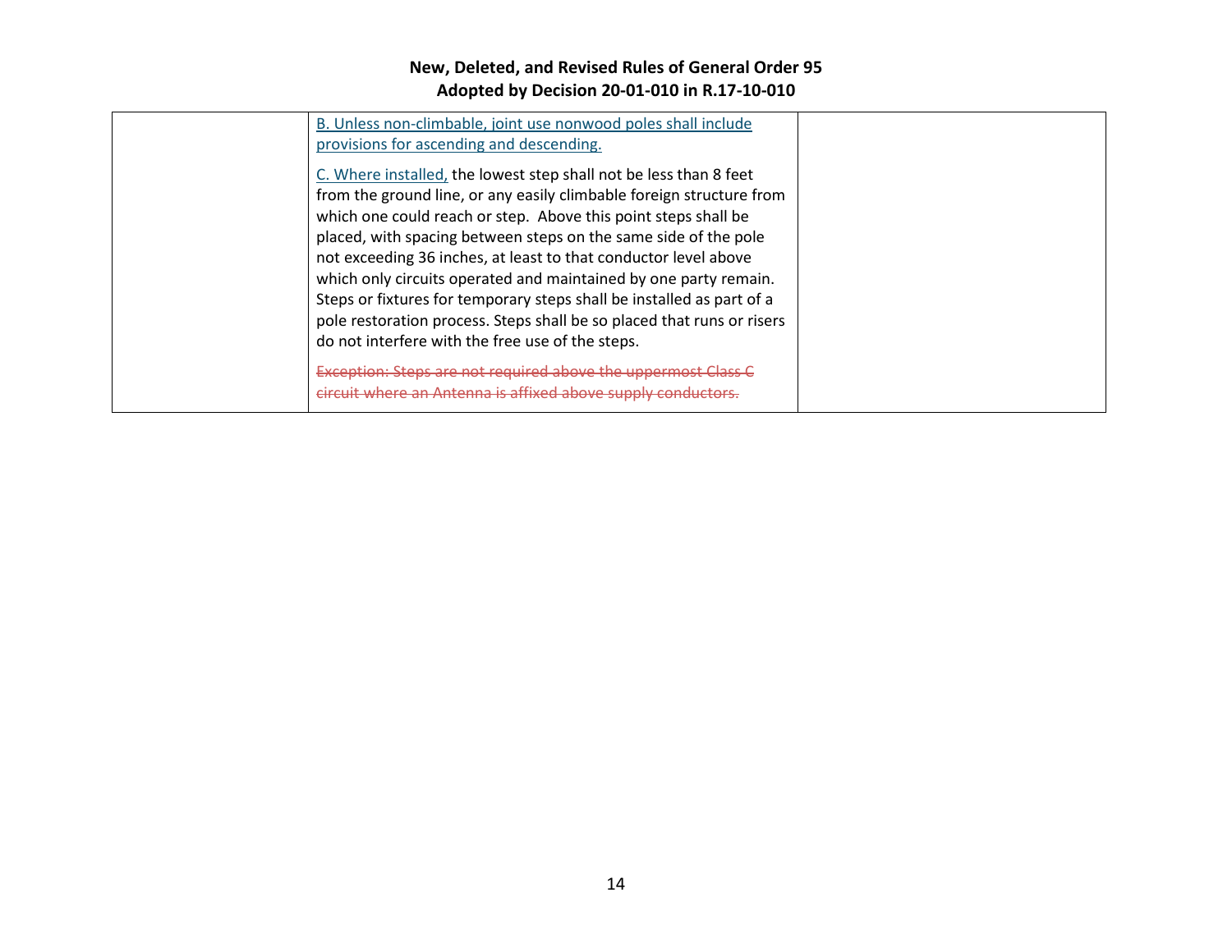| | | |
|---|---|---|
| | <u>B. Unless non-climbable, joint use nonwood poles shall include provisions for ascending and descending.</u><br><br><u>C. Where installed,</u> the lowest step shall not be less than 8 feet from the ground line, or any easily climbable foreign structure from which one could reach or step. Above this point steps shall be placed, with spacing between steps on the same side of the pole not exceeding 36 inches, at least to that conductor level above which only circuits operated and maintained by one party remain. Steps or fixtures for temporary steps shall be installed as part of a pole restoration process. Steps shall be so placed that runs or risers do not interfere with the free use of the steps.<br><br>~~Exception: Steps are not required above the uppermost Class C circuit where an Antenna is affixed above supply conductors.~~ | |